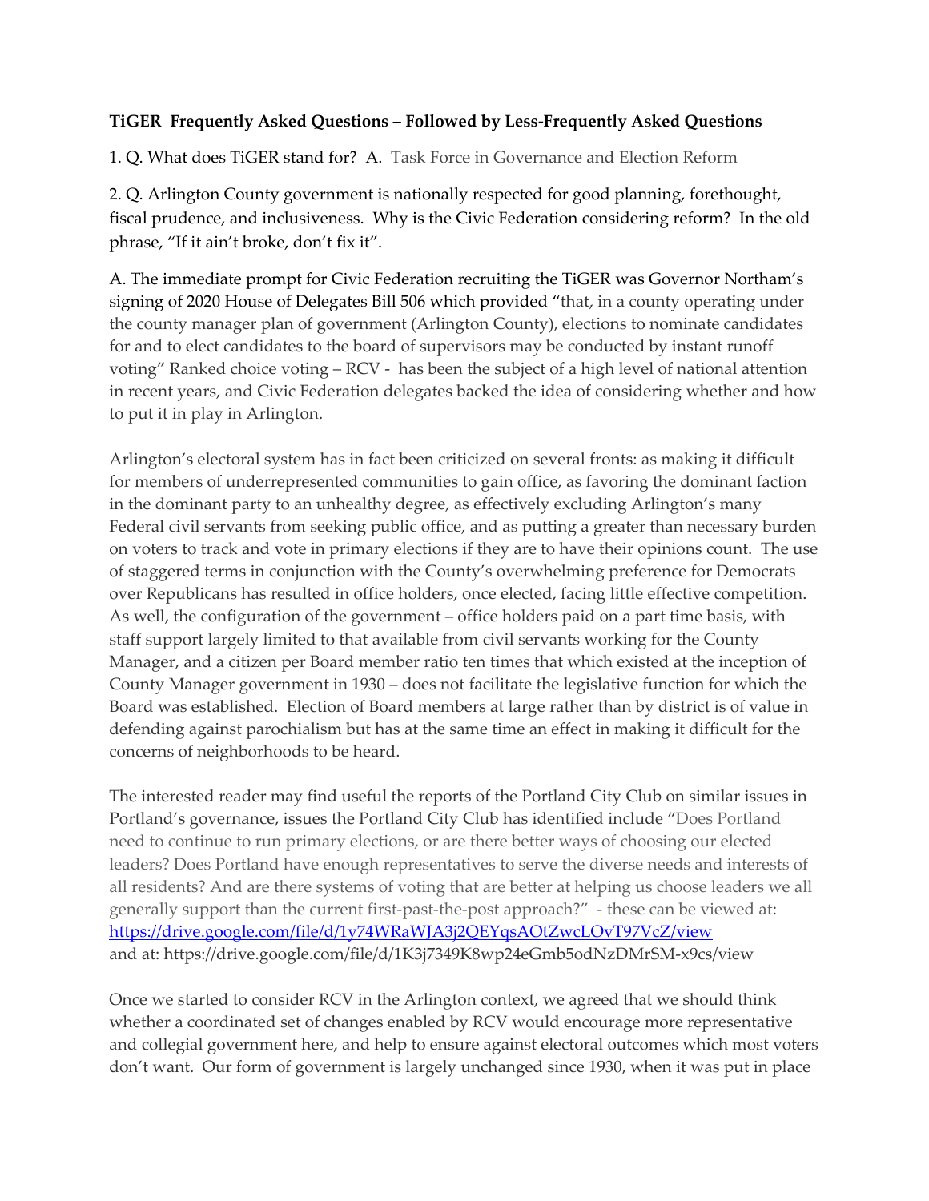**TiGER Frequently Asked Questions – Followed by Less-Frequently Asked Questions**

1. Q. What does TiGER stand for? A. Task Force in Governance and Election Reform

2. Q. Arlington County government is nationally respected for good planning, forethought, fiscal prudence, and inclusiveness. Why is the Civic Federation considering reform? In the old phrase, "If it ain't broke, don't fix it".

A. The immediate prompt for Civic Federation recruiting the TiGER was Governor Northam's signing of 2020 House of Delegates Bill 506 which provided "that, in a county operating under the county manager plan of government (Arlington County), elections to nominate candidates for and to elect candidates to the board of supervisors may be conducted by instant runoff voting" Ranked choice voting – RCV - has been the subject of a high level of national attention in recent years, and Civic Federation delegates backed the idea of considering whether and how to put it in play in Arlington.

Arlington's electoral system has in fact been criticized on several fronts: as making it difficult for members of underrepresented communities to gain office, as favoring the dominant faction in the dominant party to an unhealthy degree, as effectively excluding Arlington's many Federal civil servants from seeking public office, and as putting a greater than necessary burden on voters to track and vote in primary elections if they are to have their opinions count. The use of staggered terms in conjunction with the County's overwhelming preference for Democrats over Republicans has resulted in office holders, once elected, facing little effective competition. As well, the configuration of the government – office holders paid on a part time basis, with staff support largely limited to that available from civil servants working for the County Manager, and a citizen per Board member ratio ten times that which existed at the inception of County Manager government in 1930 – does not facilitate the legislative function for which the Board was established. Election of Board members at large rather than by district is of value in defending against parochialism but has at the same time an effect in making it difficult for the concerns of neighborhoods to be heard.

The interested reader may find useful the reports of the Portland City Club on similar issues in Portland's governance, issues the Portland City Club has identified include "Does Portland need to continue to run primary elections, or are there better ways of choosing our elected leaders? Does Portland have enough representatives to serve the diverse needs and interests of all residents? And are there systems of voting that are better at helping us choose leaders we all generally support than the current first-past-the-post approach?" - these can be viewed at: [https://drive.google.com/file/d/1y74WRaWJA3j2QEYqsAOtZwcLOvT97VcZ/view](https://drive.google.com/file/d/1y74WRaWJA3j2QEYqsAOtZwcLOvT97VcZ/view)
and at: https://drive.google.com/file/d/1K3j7349K8wp24eGmb5odNzDMrSM-x9cs/view

Once we started to consider RCV in the Arlington context, we agreed that we should think whether a coordinated set of changes enabled by RCV would encourage more representative and collegial government here, and help to ensure against electoral outcomes which most voters don't want. Our form of government is largely unchanged since 1930, when it was put in place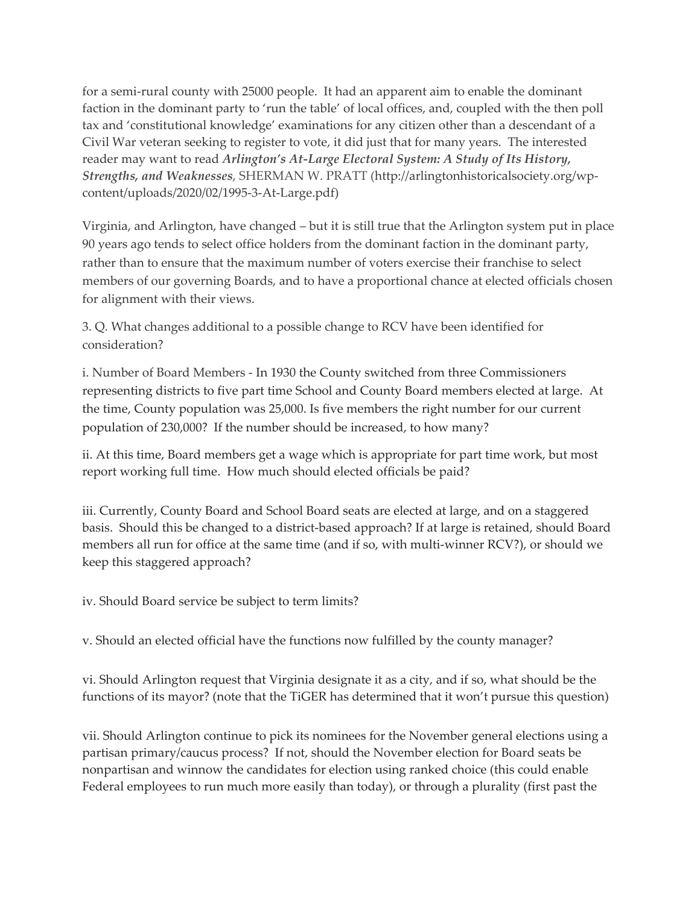for a semi-rural county with 25000 people. It had an apparent aim to enable the dominant faction in the dominant party to 'run the table' of local offices, and, coupled with the then poll tax and 'constitutional knowledge' examinations for any citizen other than a descendant of a Civil War veteran seeking to register to vote, it did just that for many years. The interested reader may want to read ***Arlington's At-Large Electoral System: A Study of Its History, Strengths, and Weaknesses***, SHERMAN W. PRATT (http://arlingtonhistoricalsociety.org/wp-content/uploads/2020/02/1995-3-At-Large.pdf)

Virginia, and Arlington, have changed – but it is still true that the Arlington system put in place 90 years ago tends to select office holders from the dominant faction in the dominant party, rather than to ensure that the maximum number of voters exercise their franchise to select members of our governing Boards, and to have a proportional chance at elected officials chosen for alignment with their views.

3. Q. What changes additional to a possible change to RCV have been identified for consideration?

i. Number of Board Members - In 1930 the County switched from three Commissioners representing districts to five part time School and County Board members elected at large. At the time, County population was 25,000. Is five members the right number for our current population of 230,000? If the number should be increased, to how many?

ii. At this time, Board members get a wage which is appropriate for part time work, but most report working full time. How much should elected officials be paid?

iii. Currently, County Board and School Board seats are elected at large, and on a staggered basis. Should this be changed to a district-based approach? If at large is retained, should Board members all run for office at the same time (and if so, with multi-winner RCV?), or should we keep this staggered approach?

iv. Should Board service be subject to term limits?

v. Should an elected official have the functions now fulfilled by the county manager?

vi. Should Arlington request that Virginia designate it as a city, and if so, what should be the functions of its mayor? (note that the TiGER has determined that it won't pursue this question)

vii. Should Arlington continue to pick its nominees for the November general elections using a partisan primary/caucus process? If not, should the November election for Board seats be nonpartisan and winnow the candidates for election using ranked choice (this could enable Federal employees to run much more easily than today), or through a plurality (first past the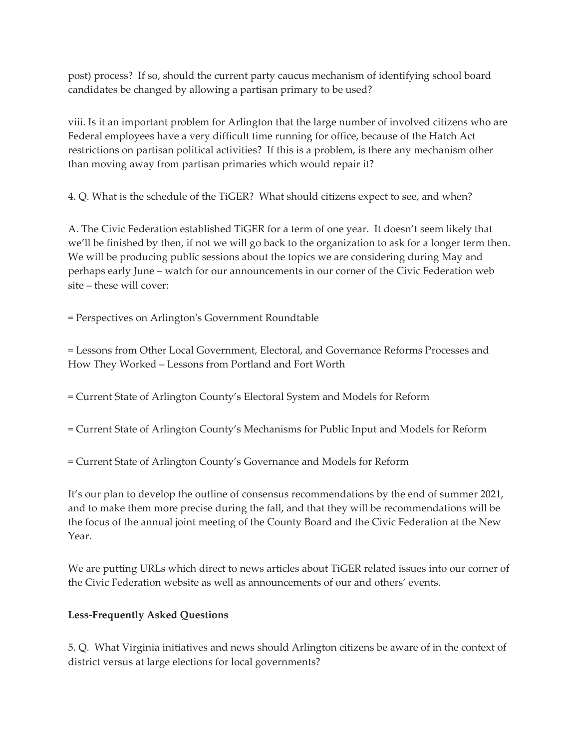post) process? If so, should the current party caucus mechanism of identifying school board candidates be changed by allowing a partisan primary to be used?

viii. Is it an important problem for Arlington that the large number of involved citizens who are Federal employees have a very difficult time running for office, because of the Hatch Act restrictions on partisan political activities? If this is a problem, is there any mechanism other than moving away from partisan primaries which would repair it?

4. Q. What is the schedule of the TiGER? What should citizens expect to see, and when?

A. The Civic Federation established TiGER for a term of one year. It doesn't seem likely that we'll be finished by then, if not we will go back to the organization to ask for a longer term then. We will be producing public sessions about the topics we are considering during May and perhaps early June – watch for our announcements in our corner of the Civic Federation web site – these will cover:

= Perspectives on Arlington's Government Roundtable

= Lessons from Other Local Government, Electoral, and Governance Reforms Processes and How They Worked – Lessons from Portland and Fort Worth

= Current State of Arlington County's Electoral System and Models for Reform

= Current State of Arlington County's Mechanisms for Public Input and Models for Reform

= Current State of Arlington County's Governance and Models for Reform

It's our plan to develop the outline of consensus recommendations by the end of summer 2021, and to make them more precise during the fall, and that they will be recommendations will be the focus of the annual joint meeting of the County Board and the Civic Federation at the New Year.

We are putting URLs which direct to news articles about TiGER related issues into our corner of the Civic Federation website as well as announcements of our and others' events.

**Less-Frequently Asked Questions**

5. Q. What Virginia initiatives and news should Arlington citizens be aware of in the context of district versus at large elections for local governments?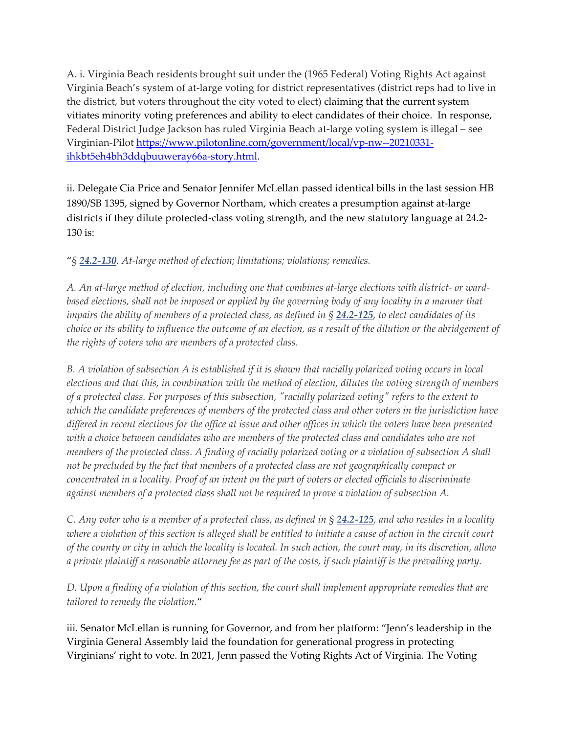A. i. Virginia Beach residents brought suit under the (1965 Federal) Voting Rights Act against Virginia Beach's system of at-large voting for district representatives (district reps had to live in the district, but voters throughout the city voted to elect) claiming that the current system vitiates minority voting preferences and ability to elect candidates of their choice. In response, Federal District Judge Jackson has ruled Virginia Beach at-large voting system is illegal – see Virginian-Pilot [https://www.pilotonline.com/government/local/vp-nw--20210331-ihkbt5eh4bh3ddqbuuweray66a-story.html](https://www.pilotonline.com/government/local/vp-nw--20210331-ihkbt5eh4bh3ddqbuuweray66a-story.html).

ii. Delegate Cia Price and Senator Jennifer McLellan passed identical bills in the last session HB 1890/SB 1395, signed by Governor Northam, which creates a presumption against at-large districts if they dilute protected-class voting strength, and the new statutory language at 24.2-130 is:

"*§ **24.2-130**. At-large method of election; limitations; violations; remedies.*

*A. An at-large method of election, including one that combines at-large elections with district- or ward-based elections, shall not be imposed or applied by the governing body of any locality in a manner that impairs the ability of members of a protected class, as defined in § **24.2-125**, to elect candidates of its choice or its ability to influence the outcome of an election, as a result of the dilution or the abridgement of the rights of voters who are members of a protected class.*

*B. A violation of subsection A is established if it is shown that racially polarized voting occurs in local elections and that this, in combination with the method of election, dilutes the voting strength of members of a protected class. For purposes of this subsection, "racially polarized voting" refers to the extent to which the candidate preferences of members of the protected class and other voters in the jurisdiction have differed in recent elections for the office at issue and other offices in which the voters have been presented with a choice between candidates who are members of the protected class and candidates who are not members of the protected class. A finding of racially polarized voting or a violation of subsection A shall not be precluded by the fact that members of a protected class are not geographically compact or concentrated in a locality. Proof of an intent on the part of voters or elected officials to discriminate against members of a protected class shall not be required to prove a violation of subsection A.*

*C. Any voter who is a member of a protected class, as defined in § **24.2-125**, and who resides in a locality where a violation of this section is alleged shall be entitled to initiate a cause of action in the circuit court of the county or city in which the locality is located. In such action, the court may, in its discretion, allow a private plaintiff a reasonable attorney fee as part of the costs, if such plaintiff is the prevailing party.*

*D. Upon a finding of a violation of this section, the court shall implement appropriate remedies that are tailored to remedy the violation.*"

iii. Senator McLellan is running for Governor, and from her platform: "Jenn's leadership in the Virginia General Assembly laid the foundation for generational progress in protecting Virginians' right to vote. In 2021, Jenn passed the Voting Rights Act of Virginia. The Voting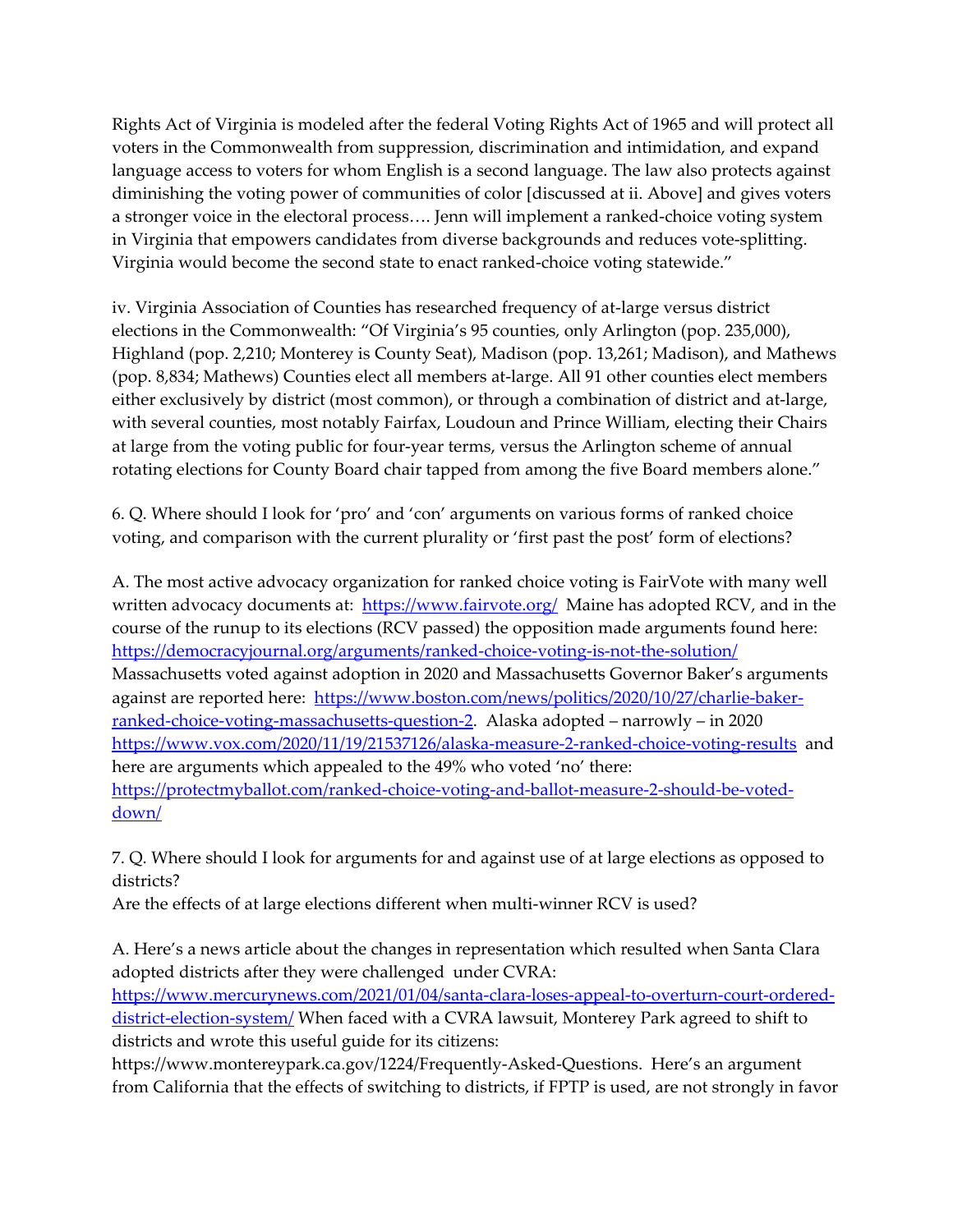Rights Act of Virginia is modeled after the federal Voting Rights Act of 1965 and will protect all voters in the Commonwealth from suppression, discrimination and intimidation, and expand language access to voters for whom English is a second language. The law also protects against diminishing the voting power of communities of color [discussed at ii. Above] and gives voters a stronger voice in the electoral process…. Jenn will implement a ranked-choice voting system in Virginia that empowers candidates from diverse backgrounds and reduces vote-splitting. Virginia would become the second state to enact ranked-choice voting statewide."

iv. Virginia Association of Counties has researched frequency of at-large versus district elections in the Commonwealth: "Of Virginia's 95 counties, only Arlington (pop. 235,000), Highland (pop. 2,210; Monterey is County Seat), Madison (pop. 13,261; Madison), and Mathews (pop. 8,834; Mathews) Counties elect all members at-large. All 91 other counties elect members either exclusively by district (most common), or through a combination of district and at-large, with several counties, most notably Fairfax, Loudoun and Prince William, electing their Chairs at large from the voting public for four-year terms, versus the Arlington scheme of annual rotating elections for County Board chair tapped from among the five Board members alone."

6. Q. Where should I look for 'pro' and 'con' arguments on various forms of ranked choice voting, and comparison with the current plurality or 'first past the post' form of elections?

A. The most active advocacy organization for ranked choice voting is FairVote with many well written advocacy documents at: [https://www.fairvote.org/](https://www.fairvote.org/) Maine has adopted RCV, and in the course of the runup to its elections (RCV passed) the opposition made arguments found here: [https://democracyjournal.org/arguments/ranked-choice-voting-is-not-the-solution/](https://democracyjournal.org/arguments/ranked-choice-voting-is-not-the-solution/) Massachusetts voted against adoption in 2020 and Massachusetts Governor Baker's arguments against are reported here: [https://www.boston.com/news/politics/2020/10/27/charlie-baker-ranked-choice-voting-massachusetts-question-2](https://www.boston.com/news/politics/2020/10/27/charlie-baker-ranked-choice-voting-massachusetts-question-2). Alaska adopted – narrowly – in 2020 [https://www.vox.com/2020/11/19/21537126/alaska-measure-2-ranked-choice-voting-results](https://www.vox.com/2020/11/19/21537126/alaska-measure-2-ranked-choice-voting-results) and here are arguments which appealed to the 49% who voted 'no' there: [https://protectmyballot.com/ranked-choice-voting-and-ballot-measure-2-should-be-voted-down/](https://protectmyballot.com/ranked-choice-voting-and-ballot-measure-2-should-be-voted-down/)

7. Q. Where should I look for arguments for and against use of at large elections as opposed to districts?
Are the effects of at large elections different when multi-winner RCV is used?

A. Here's a news article about the changes in representation which resulted when Santa Clara adopted districts after they were challenged under CVRA: [https://www.mercurynews.com/2021/01/04/santa-clara-loses-appeal-to-overturn-court-ordered-district-election-system/](https://www.mercurynews.com/2021/01/04/santa-clara-loses-appeal-to-overturn-court-ordered-district-election-system/) When faced with a CVRA lawsuit, Monterey Park agreed to shift to districts and wrote this useful guide for its citizens: https://www.montereypark.ca.gov/1224/Frequently-Asked-Questions. Here's an argument from California that the effects of switching to districts, if FPTP is used, are not strongly in favor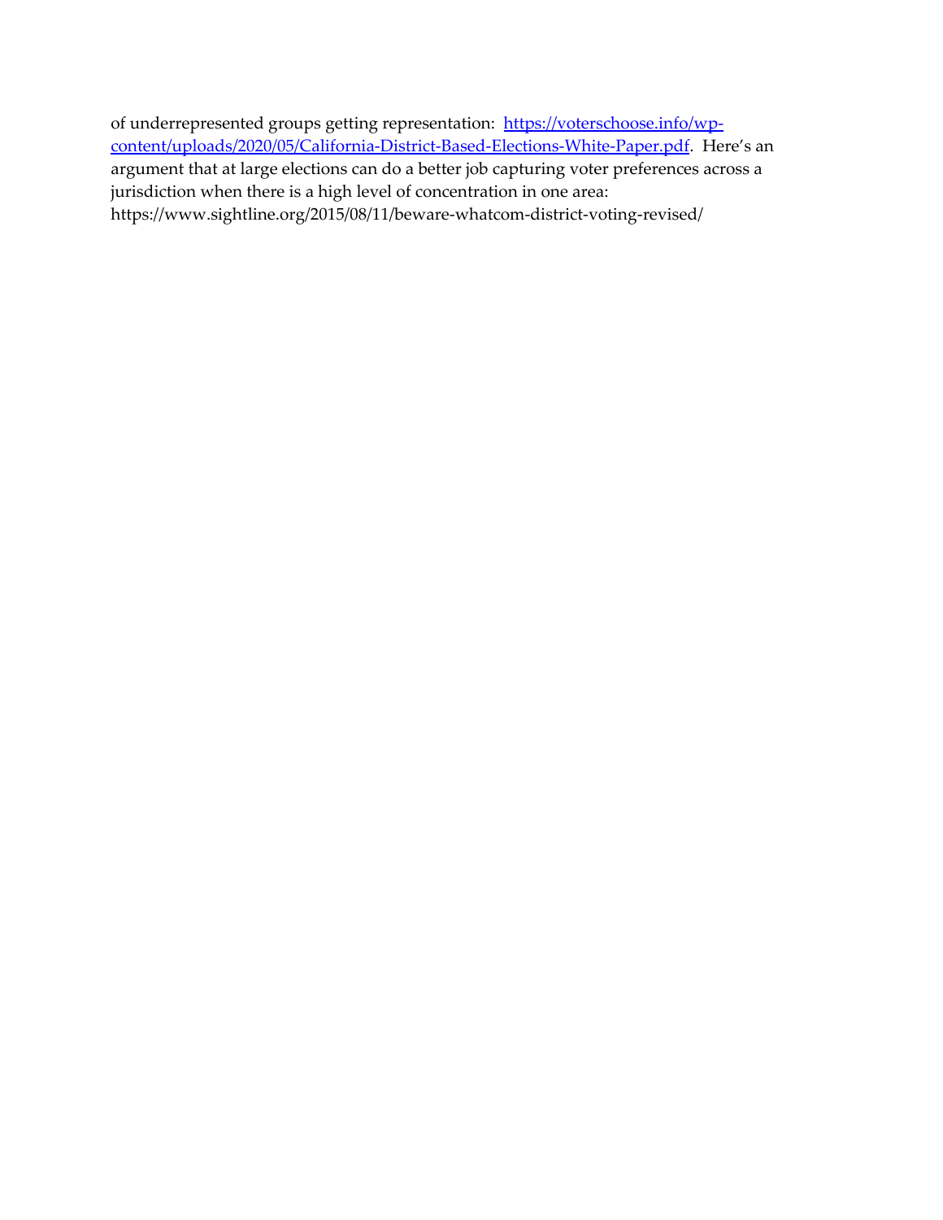of underrepresented groups getting representation: [https://voterschoose.info/wp-content/uploads/2020/05/California-District-Based-Elections-White-Paper.pdf](https://voterschoose.info/wp-content/uploads/2020/05/California-District-Based-Elections-White-Paper.pdf). Here's an argument that at large elections can do a better job capturing voter preferences across a jurisdiction when there is a high level of concentration in one area: https://www.sightline.org/2015/08/11/beware-whatcom-district-voting-revised/